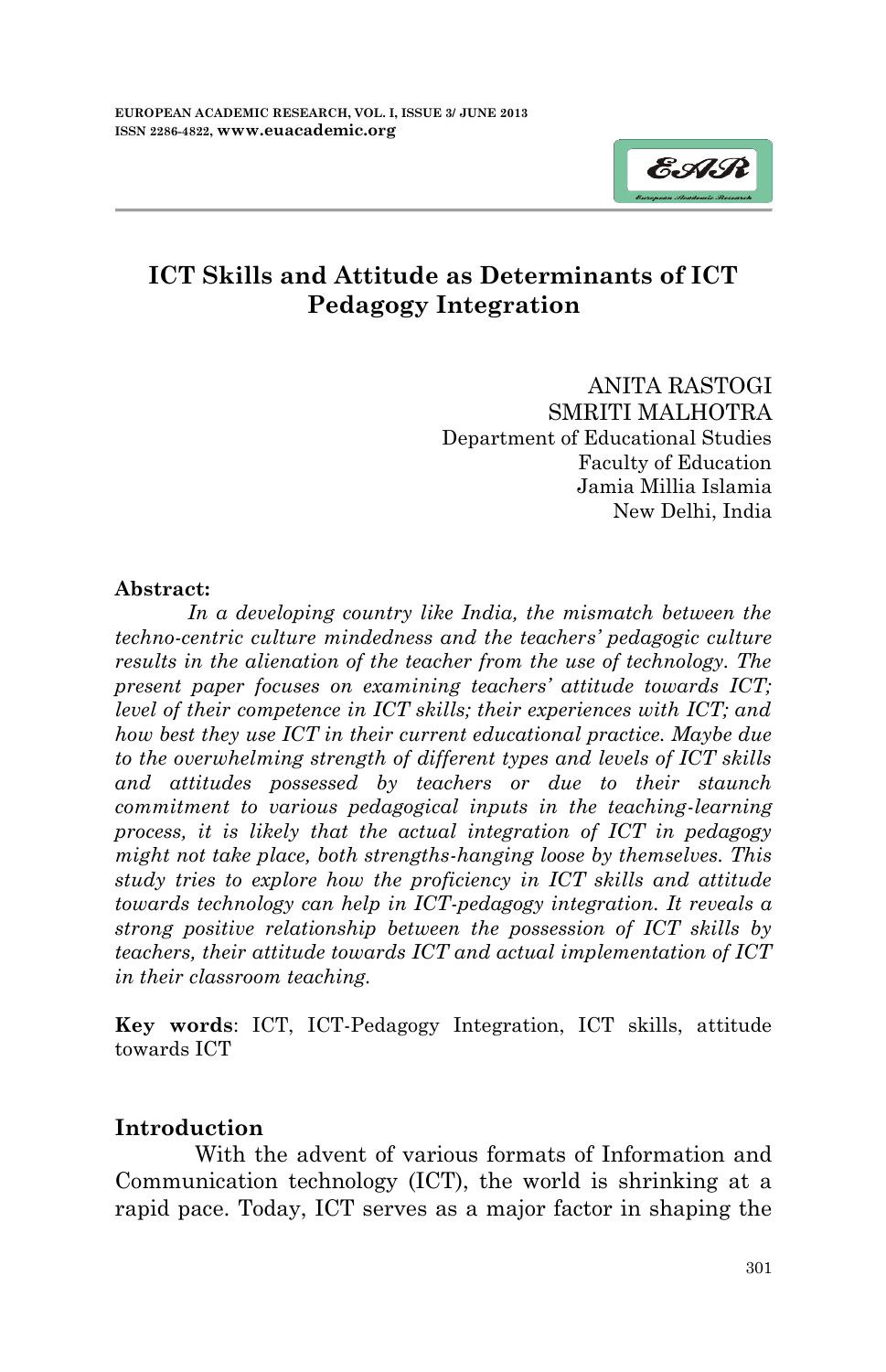# ICT Skills and Attitude as Determinants of ICT Pedagogy Integration

ANITA RASTOGI
SMRITI MALHOTRA
Department of Educational Studies
Faculty of Education
Jamia Millia Islamia
New Delhi, India

**Abstract:**

*In a developing country like India, the mismatch between the techno-centric culture mindedness and the teachers' pedagogic culture results in the alienation of the teacher from the use of technology. The present paper focuses on examining teachers' attitude towards ICT; level of their competence in ICT skills; their experiences with ICT; and how best they use ICT in their current educational practice. Maybe due to the overwhelming strength of different types and levels of ICT skills and attitudes possessed by teachers or due to their staunch commitment to various pedagogical inputs in the teaching-learning process, it is likely that the actual integration of ICT in pedagogy might not take place, both strengths-hanging loose by themselves. This study tries to explore how the proficiency in ICT skills and attitude towards technology can help in ICT-pedagogy integration. It reveals a strong positive relationship between the possession of ICT skills by teachers, their attitude towards ICT and actual implementation of ICT in their classroom teaching.*

**Key words**: ICT, ICT-Pedagogy Integration, ICT skills, attitude towards ICT

## Introduction

With the advent of various formats of Information and Communication technology (ICT), the world is shrinking at a rapid pace. Today, ICT serves as a major factor in shaping the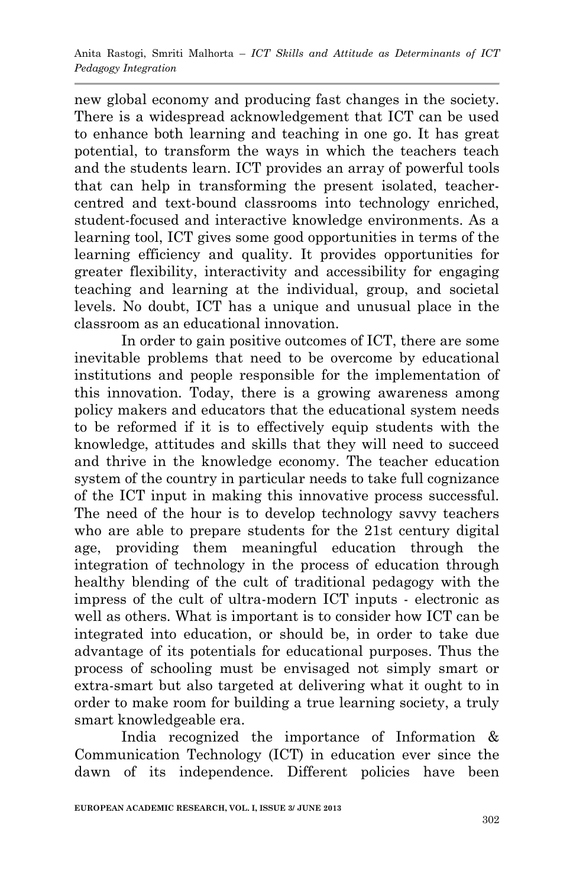new global economy and producing fast changes in the society. There is a widespread acknowledgement that ICT can be used to enhance both learning and teaching in one go. It has great potential, to transform the ways in which the teachers teach and the students learn. ICT provides an array of powerful tools that can help in transforming the present isolated, teacher-centred and text-bound classrooms into technology enriched, student-focused and interactive knowledge environments. As a learning tool, ICT gives some good opportunities in terms of the learning efficiency and quality. It provides opportunities for greater flexibility, interactivity and accessibility for engaging teaching and learning at the individual, group, and societal levels. No doubt, ICT has a unique and unusual place in the classroom as an educational innovation.

In order to gain positive outcomes of ICT, there are some inevitable problems that need to be overcome by educational institutions and people responsible for the implementation of this innovation. Today, there is a growing awareness among policy makers and educators that the educational system needs to be reformed if it is to effectively equip students with the knowledge, attitudes and skills that they will need to succeed and thrive in the knowledge economy. The teacher education system of the country in particular needs to take full cognizance of the ICT input in making this innovative process successful. The need of the hour is to develop technology savvy teachers who are able to prepare students for the 21st century digital age, providing them meaningful education through the integration of technology in the process of education through healthy blending of the cult of traditional pedagogy with the impress of the cult of ultra-modern ICT inputs - electronic as well as others. What is important is to consider how ICT can be integrated into education, or should be, in order to take due advantage of its potentials for educational purposes. Thus the process of schooling must be envisaged not simply smart or extra-smart but also targeted at delivering what it ought to in order to make room for building a true learning society, a truly smart knowledgeable era.

India recognized the importance of Information & Communication Technology (ICT) in education ever since the dawn of its independence. Different policies have been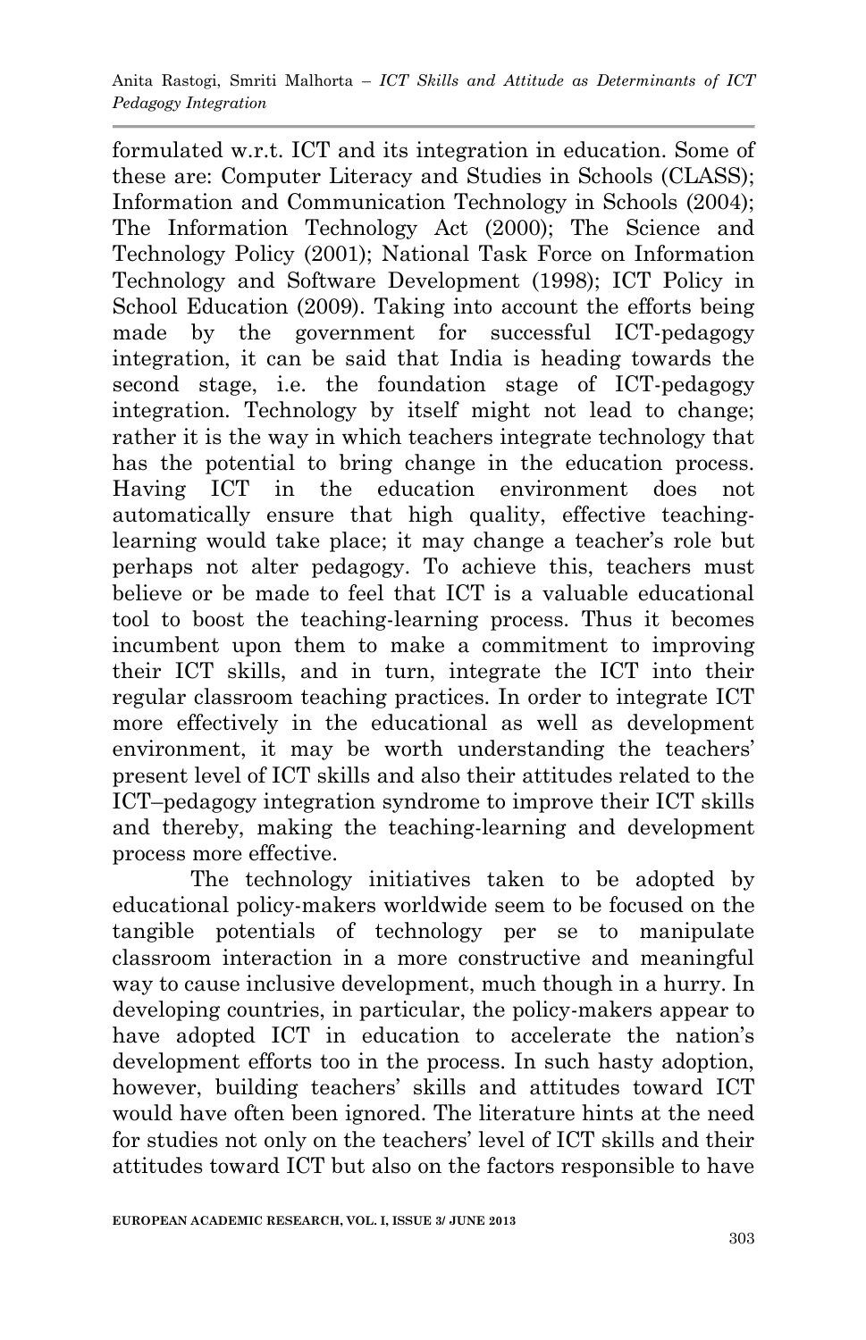formulated w.r.t. ICT and its integration in education. Some of these are: Computer Literacy and Studies in Schools (CLASS); Information and Communication Technology in Schools (2004); The Information Technology Act (2000); The Science and Technology Policy (2001); National Task Force on Information Technology and Software Development (1998); ICT Policy in School Education (2009). Taking into account the efforts being made by the government for successful ICT-pedagogy integration, it can be said that India is heading towards the second stage, i.e. the foundation stage of ICT-pedagogy integration. Technology by itself might not lead to change; rather it is the way in which teachers integrate technology that has the potential to bring change in the education process. Having ICT in the education environment does not automatically ensure that high quality, effective teaching-learning would take place; it may change a teacher's role but perhaps not alter pedagogy. To achieve this, teachers must believe or be made to feel that ICT is a valuable educational tool to boost the teaching-learning process. Thus it becomes incumbent upon them to make a commitment to improving their ICT skills, and in turn, integrate the ICT into their regular classroom teaching practices. In order to integrate ICT more effectively in the educational as well as development environment, it may be worth understanding the teachers' present level of ICT skills and also their attitudes related to the ICT–pedagogy integration syndrome to improve their ICT skills and thereby, making the teaching-learning and development process more effective.

The technology initiatives taken to be adopted by educational policy-makers worldwide seem to be focused on the tangible potentials of technology per se to manipulate classroom interaction in a more constructive and meaningful way to cause inclusive development, much though in a hurry. In developing countries, in particular, the policy-makers appear to have adopted ICT in education to accelerate the nation's development efforts too in the process. In such hasty adoption, however, building teachers' skills and attitudes toward ICT would have often been ignored. The literature hints at the need for studies not only on the teachers' level of ICT skills and their attitudes toward ICT but also on the factors responsible to have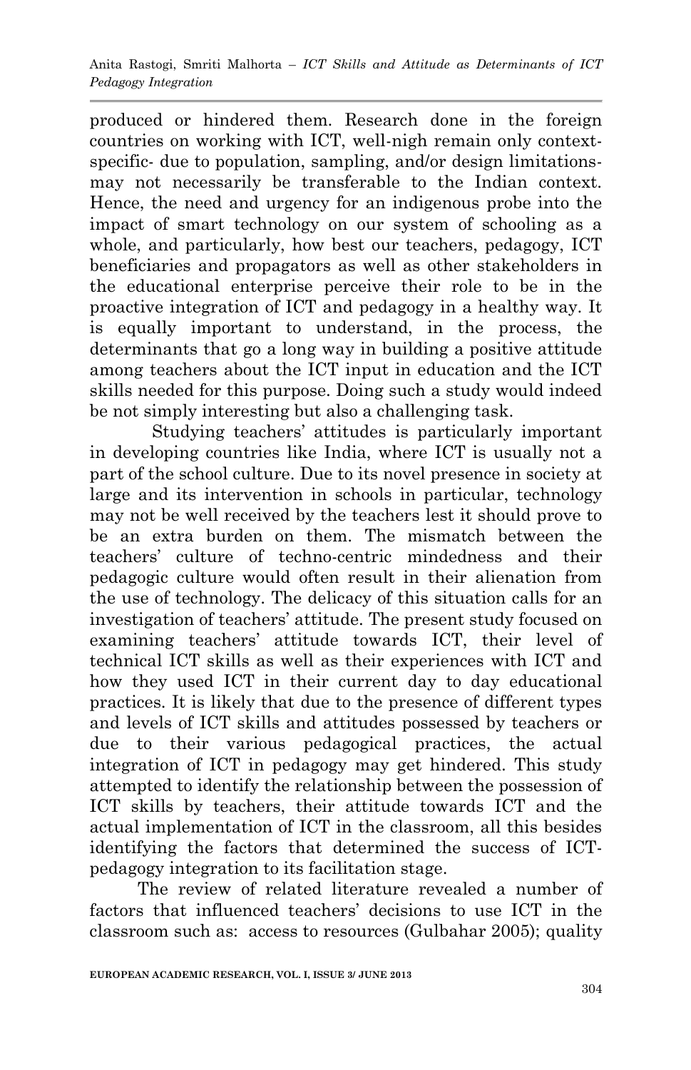produced or hindered them. Research done in the foreign countries on working with ICT, well-nigh remain only context-specific- due to population, sampling, and/or design limitations- may not necessarily be transferable to the Indian context. Hence, the need and urgency for an indigenous probe into the impact of smart technology on our system of schooling as a whole, and particularly, how best our teachers, pedagogy, ICT beneficiaries and propagators as well as other stakeholders in the educational enterprise perceive their role to be in the proactive integration of ICT and pedagogy in a healthy way. It is equally important to understand, in the process, the determinants that go a long way in building a positive attitude among teachers about the ICT input in education and the ICT skills needed for this purpose. Doing such a study would indeed be not simply interesting but also a challenging task.

Studying teachers' attitudes is particularly important in developing countries like India, where ICT is usually not a part of the school culture. Due to its novel presence in society at large and its intervention in schools in particular, technology may not be well received by the teachers lest it should prove to be an extra burden on them. The mismatch between the teachers' culture of techno-centric mindedness and their pedagogic culture would often result in their alienation from the use of technology. The delicacy of this situation calls for an investigation of teachers' attitude. The present study focused on examining teachers' attitude towards ICT, their level of technical ICT skills as well as their experiences with ICT and how they used ICT in their current day to day educational practices. It is likely that due to the presence of different types and levels of ICT skills and attitudes possessed by teachers or due to their various pedagogical practices, the actual integration of ICT in pedagogy may get hindered. This study attempted to identify the relationship between the possession of ICT skills by teachers, their attitude towards ICT and the actual implementation of ICT in the classroom, all this besides identifying the factors that determined the success of ICT-pedagogy integration to its facilitation stage.

The review of related literature revealed a number of factors that influenced teachers' decisions to use ICT in the classroom such as: access to resources (Gulbahar 2005); quality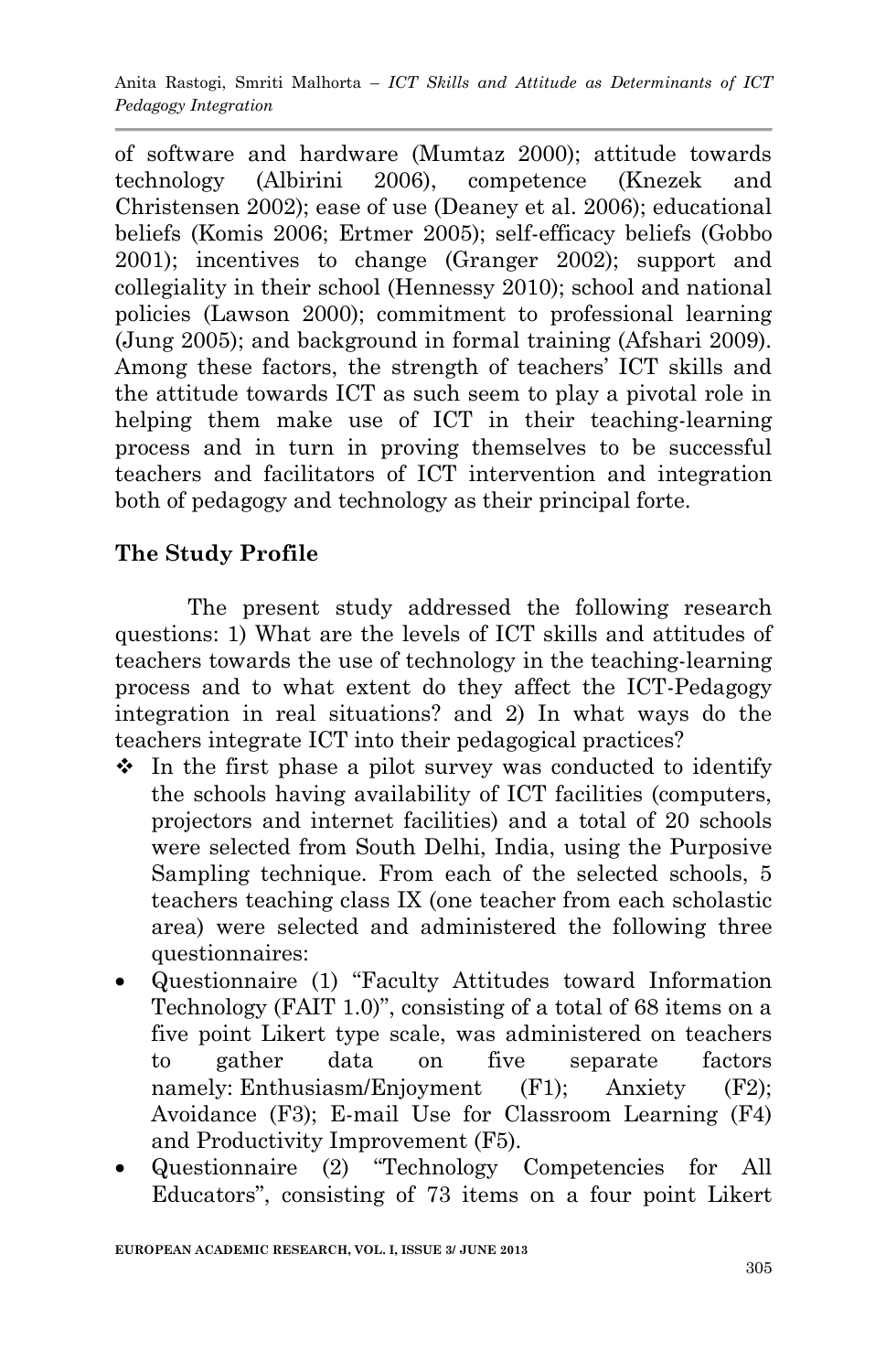of software and hardware (Mumtaz 2000); attitude towards technology (Albirini 2006), competence (Knezek and Christensen 2002); ease of use (Deaney et al. 2006); educational beliefs (Komis 2006; Ertmer 2005); self-efficacy beliefs (Gobbo 2001); incentives to change (Granger 2002); support and collegiality in their school (Hennessy 2010); school and national policies (Lawson 2000); commitment to professional learning (Jung 2005); and background in formal training (Afshari 2009). Among these factors, the strength of teachers' ICT skills and the attitude towards ICT as such seem to play a pivotal role in helping them make use of ICT in their teaching-learning process and in turn in proving themselves to be successful teachers and facilitators of ICT intervention and integration both of pedagogy and technology as their principal forte.

## The Study Profile

The present study addressed the following research questions: 1) What are the levels of ICT skills and attitudes of teachers towards the use of technology in the teaching-learning process and to what extent do they affect the ICT-Pedagogy integration in real situations? and 2) In what ways do the teachers integrate ICT into their pedagogical practices?

- In the first phase a pilot survey was conducted to identify the schools having availability of ICT facilities (computers, projectors and internet facilities) and a total of 20 schools were selected from South Delhi, India, using the Purposive Sampling technique. From each of the selected schools, 5 teachers teaching class IX (one teacher from each scholastic area) were selected and administered the following three questionnaires:
- Questionnaire (1) "Faculty Attitudes toward Information Technology (FAIT 1.0)", consisting of a total of 68 items on a five point Likert type scale, was administered on teachers to gather data on five separate factors namely: Enthusiasm/Enjoyment (F1); Anxiety (F2); Avoidance (F3); E-mail Use for Classroom Learning (F4) and Productivity Improvement (F5).
- Questionnaire (2) "Technology Competencies for All Educators", consisting of 73 items on a four point Likert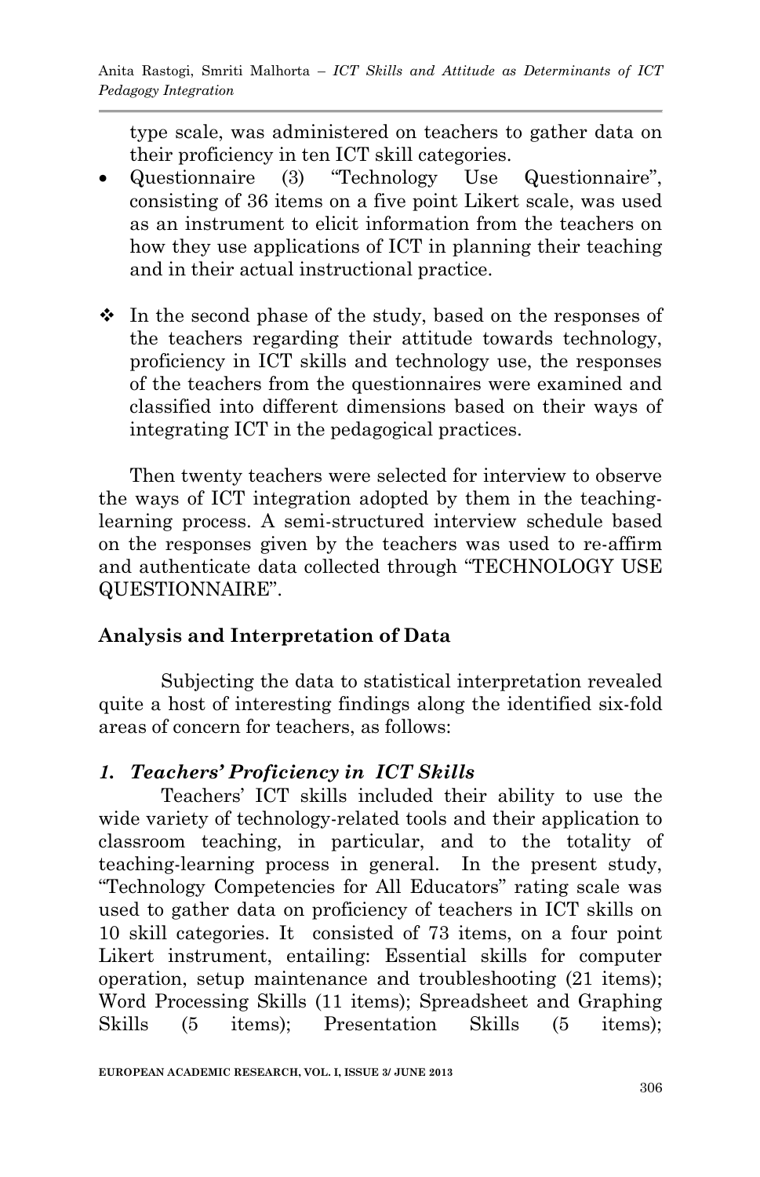type scale, was administered on teachers to gather data on their proficiency in ten ICT skill categories.

- Questionnaire (3) "Technology Use Questionnaire", consisting of 36 items on a five point Likert scale, was used as an instrument to elicit information from the teachers on how they use applications of ICT in planning their teaching and in their actual instructional practice.

- In the second phase of the study, based on the responses of the teachers regarding their attitude towards technology, proficiency in ICT skills and technology use, the responses of the teachers from the questionnaires were examined and classified into different dimensions based on their ways of integrating ICT in the pedagogical practices.

Then twenty teachers were selected for interview to observe the ways of ICT integration adopted by them in the teaching-learning process. A semi-structured interview schedule based on the responses given by the teachers was used to re-affirm and authenticate data collected through "TECHNOLOGY USE QUESTIONNAIRE".

## Analysis and Interpretation of Data

Subjecting the data to statistical interpretation revealed quite a host of interesting findings along the identified six-fold areas of concern for teachers, as follows:

### *1. Teachers' Proficiency in ICT Skills*

Teachers' ICT skills included their ability to use the wide variety of technology-related tools and their application to classroom teaching, in particular, and to the totality of teaching-learning process in general. In the present study, "Technology Competencies for All Educators" rating scale was used to gather data on proficiency of teachers in ICT skills on 10 skill categories. It consisted of 73 items, on a four point Likert instrument, entailing: Essential skills for computer operation, setup maintenance and troubleshooting (21 items); Word Processing Skills (11 items); Spreadsheet and Graphing Skills (5 items); Presentation Skills (5 items);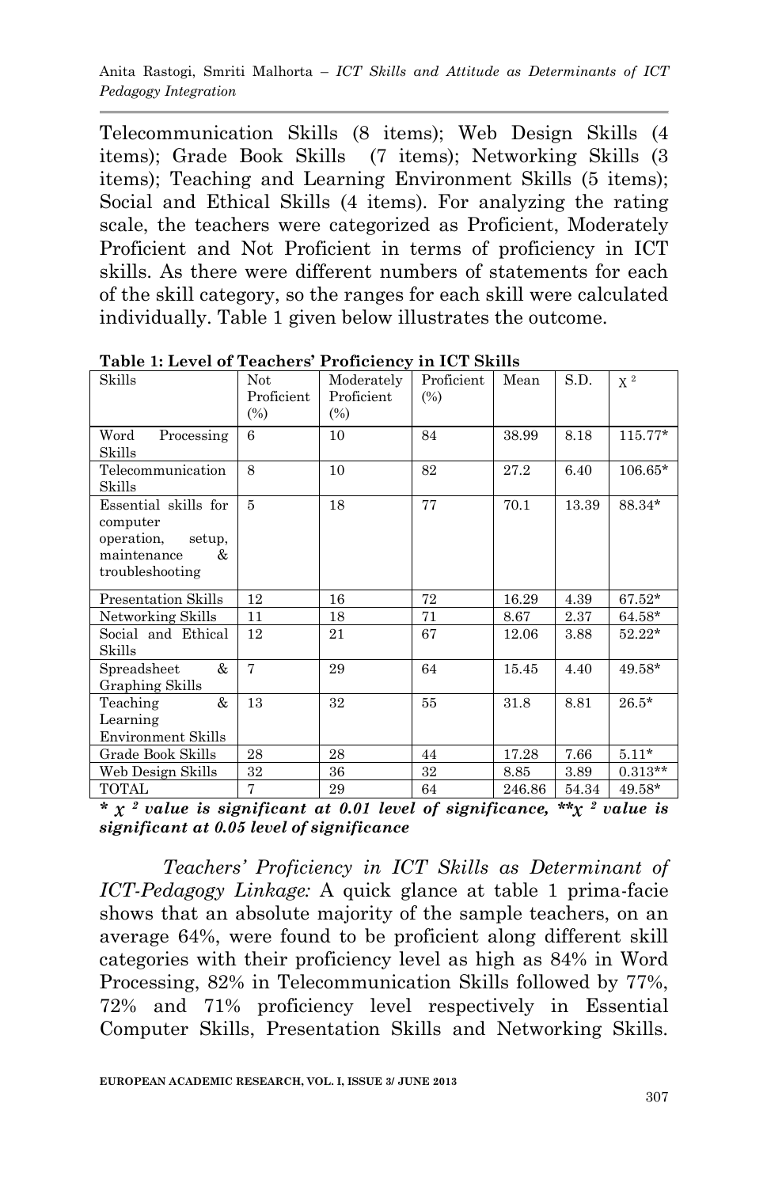Telecommunication Skills (8 items); Web Design Skills (4 items); Grade Book Skills (7 items); Networking Skills (3 items); Teaching and Learning Environment Skills (5 items); Social and Ethical Skills (4 items). For analyzing the rating scale, the teachers were categorized as Proficient, Moderately Proficient and Not Proficient in terms of proficiency in ICT skills. As there were different numbers of statements for each of the skill category, so the ranges for each skill were calculated individually. Table 1 given below illustrates the outcome.

**Table 1: Level of Teachers' Proficiency in ICT Skills**

| Skills | Not Proficient (%) | Moderately Proficient (%) | Proficient (%) | Mean | S.D. | $\chi^2$ |
|---|---|---|---|---|---|---|
| Word Processing Skills | 6 | 10 | 84 | 38.99 | 8.18 | 115.77* |
| Telecommunication Skills | 8 | 10 | 82 | 27.2 | 6.40 | 106.65* |
| Essential skills for computer operation, setup, maintenance & troubleshooting | 5 | 18 | 77 | 70.1 | 13.39 | 88.34* |
| Presentation Skills | 12 | 16 | 72 | 16.29 | 4.39 | 67.52* |
| Networking Skills | 11 | 18 | 71 | 8.67 | 2.37 | 64.58* |
| Social and Ethical Skills | 12 | 21 | 67 | 12.06 | 3.88 | 52.22* |
| Spreadsheet & Graphing Skills | 7 | 29 | 64 | 15.45 | 4.40 | 49.58* |
| Teaching & Learning Environment Skills | 13 | 32 | 55 | 31.8 | 8.81 | 26.5* |
| Grade Book Skills | 28 | 28 | 44 | 17.28 | 7.66 | 5.11* |
| Web Design Skills | 32 | 36 | 32 | 8.85 | 3.89 | 0.313** |
| TOTAL | 7 | 29 | 64 | 246.86 | 54.34 | 49.58* |

***** $\chi^2$ **value is significant at 0.01 level of significance, **** $\chi^2$ **value is significant at 0.05 level of significance**

*Teachers' Proficiency in ICT Skills as Determinant of ICT-Pedagogy Linkage:* A quick glance at table 1 prima-facie shows that an absolute majority of the sample teachers, on an average 64%, were found to be proficient along different skill categories with their proficiency level as high as 84% in Word Processing, 82% in Telecommunication Skills followed by 77%, 72% and 71% proficiency level respectively in Essential Computer Skills, Presentation Skills and Networking Skills.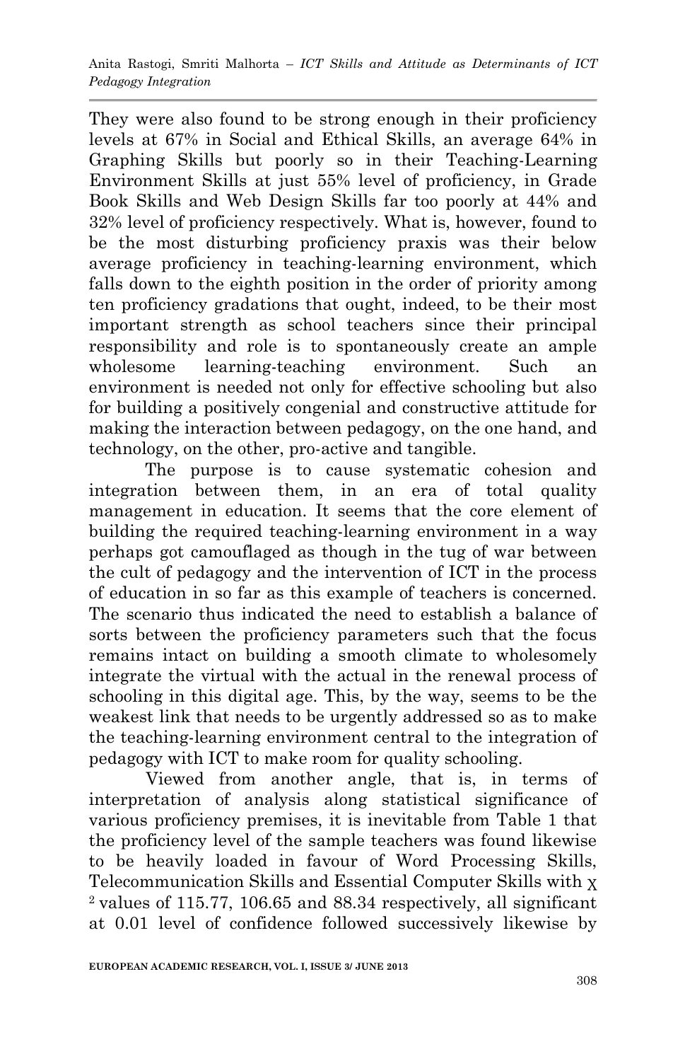They were also found to be strong enough in their proficiency levels at 67% in Social and Ethical Skills, an average 64% in Graphing Skills but poorly so in their Teaching-Learning Environment Skills at just 55% level of proficiency, in Grade Book Skills and Web Design Skills far too poorly at 44% and 32% level of proficiency respectively. What is, however, found to be the most disturbing proficiency praxis was their below average proficiency in teaching-learning environment, which falls down to the eighth position in the order of priority among ten proficiency gradations that ought, indeed, to be their most important strength as school teachers since their principal responsibility and role is to spontaneously create an ample wholesome learning-teaching environment. Such an environment is needed not only for effective schooling but also for building a positively congenial and constructive attitude for making the interaction between pedagogy, on the one hand, and technology, on the other, pro-active and tangible.

The purpose is to cause systematic cohesion and integration between them, in an era of total quality management in education. It seems that the core element of building the required teaching-learning environment in a way perhaps got camouflaged as though in the tug of war between the cult of pedagogy and the intervention of ICT in the process of education in so far as this example of teachers is concerned. The scenario thus indicated the need to establish a balance of sorts between the proficiency parameters such that the focus remains intact on building a smooth climate to wholesomely integrate the virtual with the actual in the renewal process of schooling in this digital age. This, by the way, seems to be the weakest link that needs to be urgently addressed so as to make the teaching-learning environment central to the integration of pedagogy with ICT to make room for quality schooling.

Viewed from another angle, that is, in terms of interpretation of analysis along statistical significance of various proficiency premises, it is inevitable from Table 1 that the proficiency level of the sample teachers was found likewise to be heavily loaded in favour of Word Processing Skills, Telecommunication Skills and Essential Computer Skills with $\chi^2$ values of 115.77, 106.65 and 88.34 respectively, all significant at 0.01 level of confidence followed successively likewise by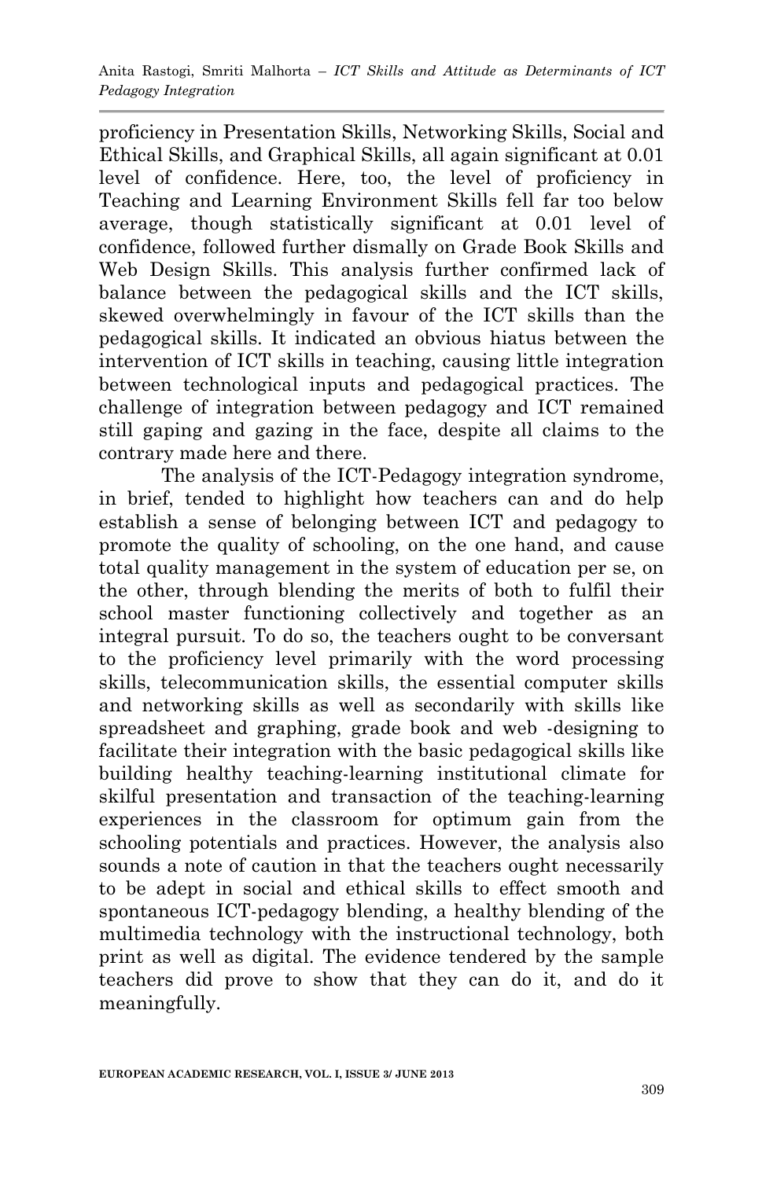proficiency in Presentation Skills, Networking Skills, Social and Ethical Skills, and Graphical Skills, all again significant at 0.01 level of confidence. Here, too, the level of proficiency in Teaching and Learning Environment Skills fell far too below average, though statistically significant at 0.01 level of confidence, followed further dismally on Grade Book Skills and Web Design Skills. This analysis further confirmed lack of balance between the pedagogical skills and the ICT skills, skewed overwhelmingly in favour of the ICT skills than the pedagogical skills. It indicated an obvious hiatus between the intervention of ICT skills in teaching, causing little integration between technological inputs and pedagogical practices. The challenge of integration between pedagogy and ICT remained still gaping and gazing in the face, despite all claims to the contrary made here and there.

The analysis of the ICT-Pedagogy integration syndrome, in brief, tended to highlight how teachers can and do help establish a sense of belonging between ICT and pedagogy to promote the quality of schooling, on the one hand, and cause total quality management in the system of education per se, on the other, through blending the merits of both to fulfil their school master functioning collectively and together as an integral pursuit. To do so, the teachers ought to be conversant to the proficiency level primarily with the word processing skills, telecommunication skills, the essential computer skills and networking skills as well as secondarily with skills like spreadsheet and graphing, grade book and web -designing to facilitate their integration with the basic pedagogical skills like building healthy teaching-learning institutional climate for skilful presentation and transaction of the teaching-learning experiences in the classroom for optimum gain from the schooling potentials and practices. However, the analysis also sounds a note of caution in that the teachers ought necessarily to be adept in social and ethical skills to effect smooth and spontaneous ICT-pedagogy blending, a healthy blending of the multimedia technology with the instructional technology, both print as well as digital. The evidence tendered by the sample teachers did prove to show that they can do it, and do it meaningfully.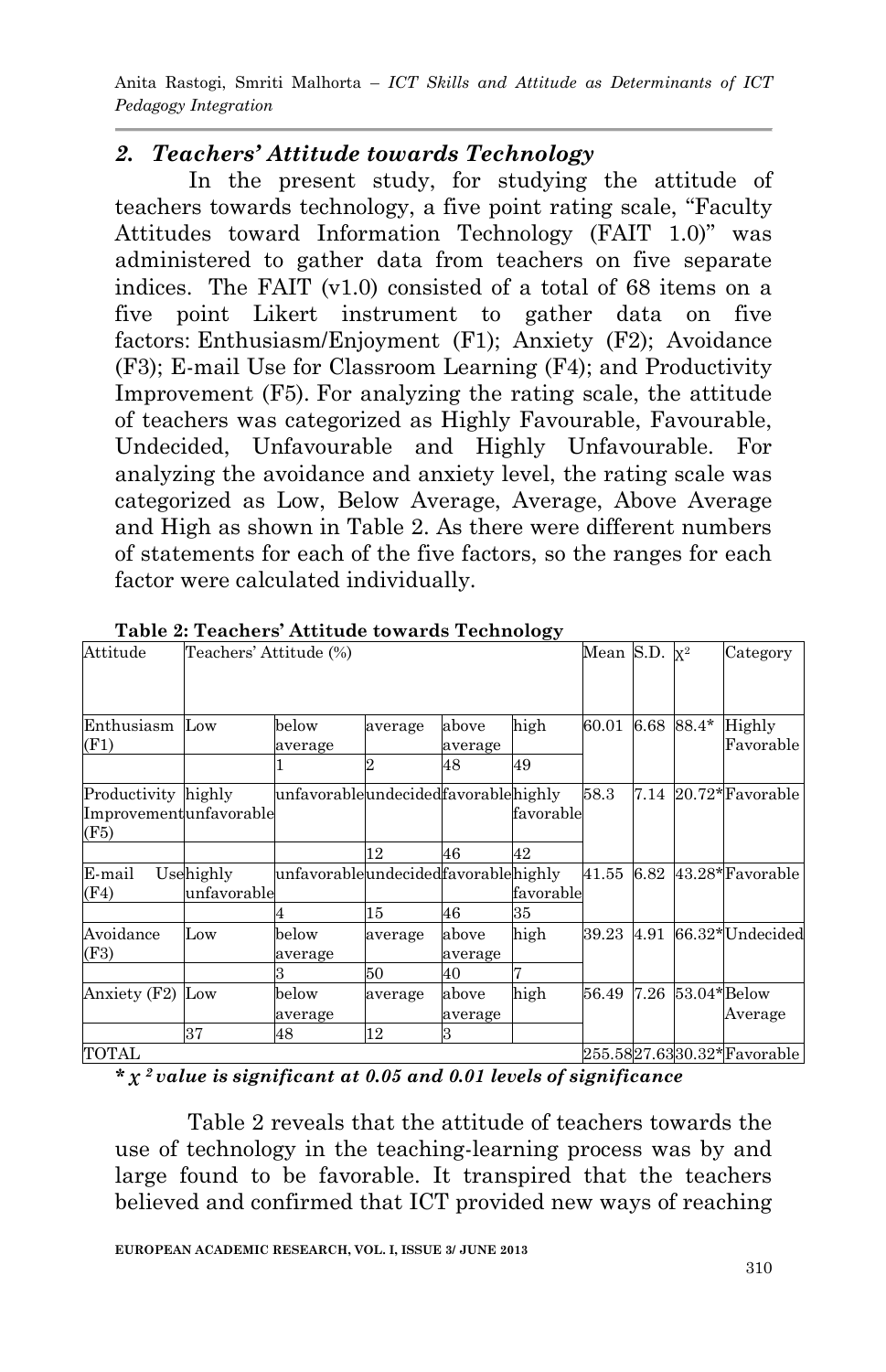## 2. *Teachers' Attitude towards Technology*

In the present study, for studying the attitude of teachers towards technology, a five point rating scale, "Faculty Attitudes toward Information Technology (FAIT 1.0)" was administered to gather data from teachers on five separate indices. The FAIT (v1.0) consisted of a total of 68 items on a five point Likert instrument to gather data on five factors: Enthusiasm/Enjoyment (F1); Anxiety (F2); Avoidance (F3); E-mail Use for Classroom Learning (F4); and Productivity Improvement (F5). For analyzing the rating scale, the attitude of teachers was categorized as Highly Favourable, Favourable, Undecided, Unfavourable and Highly Unfavourable. For analyzing the avoidance and anxiety level, the rating scale was categorized as Low, Below Average, Average, Above Average and High as shown in Table 2. As there were different numbers of statements for each of the five factors, so the ranges for each factor were calculated individually.

**Table 2: Teachers' Attitude towards Technology**

| Attitude | Teachers' Attitude (%) | | | | | Mean | S.D. | $\chi^2$ | Category |
|---|---|---|---|---|---|---|---|---|---|
| Enthusiasm (F1) | Low | below average | average | above average | high | 60.01 | 6.68 | 88.4* | Highly Favorable |
| | | 1 | 2 | 48 | 49 | | | | |
| Productivity Improvement (F5) | highly unfavorable | unfavorable | undecided | favorable | highly favorable | 58.3 | 7.14 | 20.72* | Favorable |
| | | | 12 | 46 | 42 | | | | |
| E-mail Use (F4) | highly unfavorable | unfavorable | undecided | favorable | highly favorable | 41.55 | 6.82 | 43.28* | Favorable |
| | | 4 | 15 | 46 | 35 | | | | |
| Avoidance (F3) | Low | below average | average | above average | high | 39.23 | 4.91 | 66.32* | Undecided |
| | | 3 | 50 | 40 | 7 | | | | |
| Anxiety (F2) | Low | below average | average | above average | high | 56.49 | 7.26 | 53.04* | Below Average |
| | 37 | 48 | 12 | 3 | | | | | |
| TOTAL | | | | | | 255.58 | 27.63 | 30.32* | Favorable |

***$\chi^2$ value is significant at 0.05 and 0.01 levels of significance***

Table 2 reveals that the attitude of teachers towards the use of technology in the teaching-learning process was by and large found to be favorable. It transpired that the teachers believed and confirmed that ICT provided new ways of reaching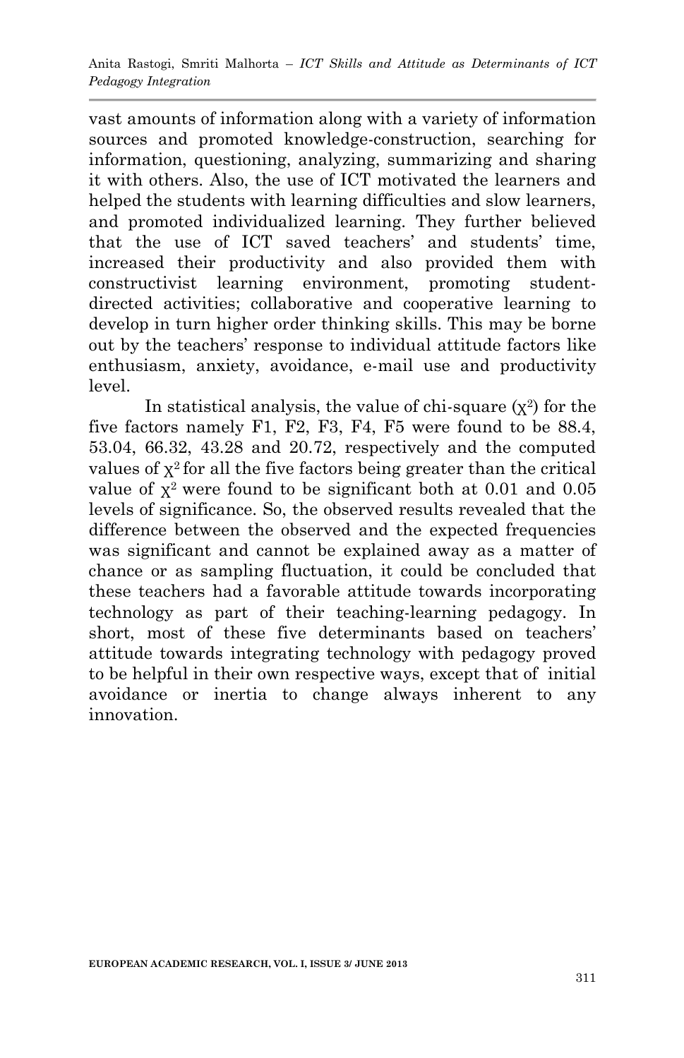vast amounts of information along with a variety of information sources and promoted knowledge-construction, searching for information, questioning, analyzing, summarizing and sharing it with others. Also, the use of ICT motivated the learners and helped the students with learning difficulties and slow learners, and promoted individualized learning. They further believed that the use of ICT saved teachers' and students' time, increased their productivity and also provided them with constructivist learning environment, promoting student-directed activities; collaborative and cooperative learning to develop in turn higher order thinking skills. This may be borne out by the teachers' response to individual attitude factors like enthusiasm, anxiety, avoidance, e-mail use and productivity level.

In statistical analysis, the value of chi-square ($\chi^2$) for the five factors namely F1, F2, F3, F4, F5 were found to be 88.4, 53.04, 66.32, 43.28 and 20.72, respectively and the computed values of $\chi^2$ for all the five factors being greater than the critical value of $\chi^2$ were found to be significant both at 0.01 and 0.05 levels of significance. So, the observed results revealed that the difference between the observed and the expected frequencies was significant and cannot be explained away as a matter of chance or as sampling fluctuation, it could be concluded that these teachers had a favorable attitude towards incorporating technology as part of their teaching-learning pedagogy. In short, most of these five determinants based on teachers' attitude towards integrating technology with pedagogy proved to be helpful in their own respective ways, except that of initial avoidance or inertia to change always inherent to any innovation.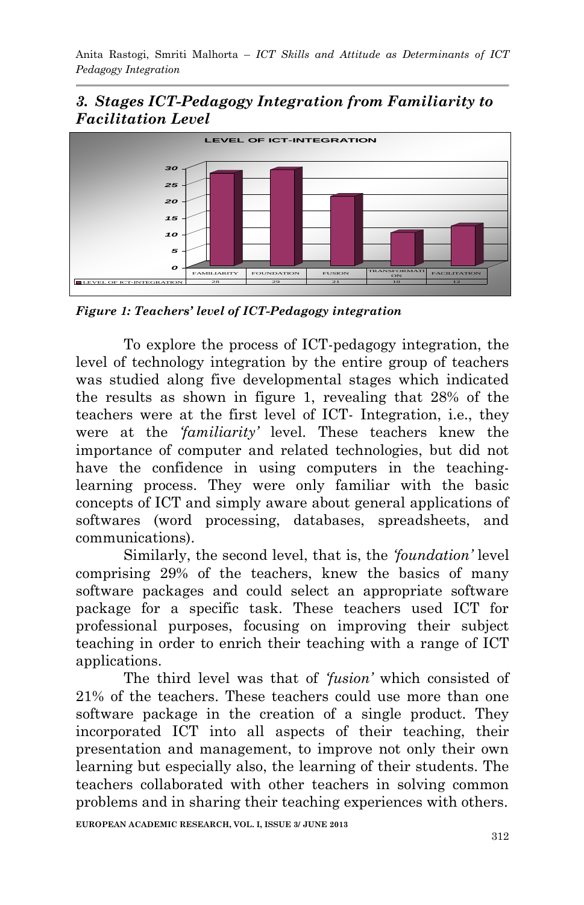## *3. Stages ICT-Pedagogy Integration from Familiarity to Facilitation Level*

LEVEL OF ICT-INTEGRATION

| | FAMILIARITY | FOUNDATION | FUSION | TRANSFORMATION | FACILITATION |
|---|---|---|---|---|---|
| LEVEL OF ICT-INTEGRATION | 28 | 29 | 21 | 10 | 12 |

***Figure 1: Teachers' level of ICT-Pedagogy integration***

To explore the process of ICT-pedagogy integration, the level of technology integration by the entire group of teachers was studied along five developmental stages which indicated the results as shown in figure 1, revealing that 28% of the teachers were at the first level of ICT- Integration, i.e., they were at the *'familiarity'* level. These teachers knew the importance of computer and related technologies, but did not have the confidence in using computers in the teaching-learning process. They were only familiar with the basic concepts of ICT and simply aware about general applications of softwares (word processing, databases, spreadsheets, and communications).

Similarly, the second level, that is, the *'foundation'* level comprising 29% of the teachers, knew the basics of many software packages and could select an appropriate software package for a specific task. These teachers used ICT for professional purposes, focusing on improving their subject teaching in order to enrich their teaching with a range of ICT applications.

The third level was that of *'fusion'* which consisted of 21% of the teachers. These teachers could use more than one software package in the creation of a single product. They incorporated ICT into all aspects of their teaching, their presentation and management, to improve not only their own learning but especially also, the learning of their students. The teachers collaborated with other teachers in solving common problems and in sharing their teaching experiences with others.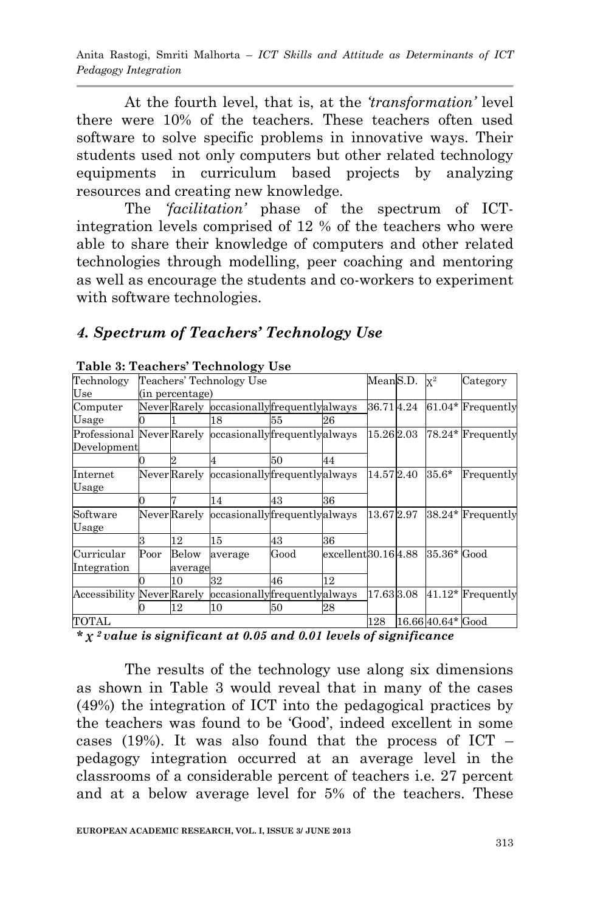At the fourth level, that is, at the *'transformation'* level there were 10% of the teachers. These teachers often used software to solve specific problems in innovative ways. Their students used not only computers but other related technology equipments in curriculum based projects by analyzing resources and creating new knowledge.

The *'facilitation'* phase of the spectrum of ICT-integration levels comprised of 12 % of the teachers who were able to share their knowledge of computers and other related technologies through modelling, peer coaching and mentoring as well as encourage the students and co-workers to experiment with software technologies.

## *4. Spectrum of Teachers' Technology Use*

**Table 3: Teachers' Technology Use**

| Technology Use | Teachers' Technology Use (in percentage) | | | | | Mean | S.D. | $\chi^2$ | Category |
|---|---|---|---|---|---|---|---|---|---|
| Computer Usage | Never | Rarely | occasionally | frequently | always | 36.71 | 4.24 | 61.04* | Frequently |
| | 0 | 1 | 18 | 55 | 26 | | | | |
| Professional Development | Never | Rarely | occasionally | frequently | always | 15.26 | 2.03 | 78.24* | Frequently |
| | 0 | 2 | 4 | 50 | 44 | | | | |
| Internet Usage | Never | Rarely | occasionally | frequently | always | 14.57 | 2.40 | 35.6* | Frequently |
| | 0 | 7 | 14 | 43 | 36 | | | | |
| Software Usage | Never | Rarely | occasionally | frequently | always | 13.67 | 2.97 | 38.24* | Frequently |
| | 3 | 12 | 15 | 43 | 36 | | | | |
| Curricular Integration | Poor | Below average | average | Good | excellent | 30.16 | 4.88 | 35.36* | Good |
| | 0 | 10 | 32 | 46 | 12 | | | | |
| Accessibility | Never | Rarely | occasionally | frequently | always | 17.63 | 3.08 | 41.12* | Frequently |
| | 0 | 12 | 10 | 50 | 28 | | | | |
| TOTAL | | | | | | 128 | 16.66 | 40.64* | Good |

***$\chi^2$ value is significant at 0.05 and 0.01 levels of significance***

The results of the technology use along six dimensions as shown in Table 3 would reveal that in many of the cases (49%) the integration of ICT into the pedagogical practices by the teachers was found to be 'Good', indeed excellent in some cases (19%). It was also found that the process of ICT – pedagogy integration occurred at an average level in the classrooms of a considerable percent of teachers i.e. 27 percent and at a below average level for 5% of the teachers. These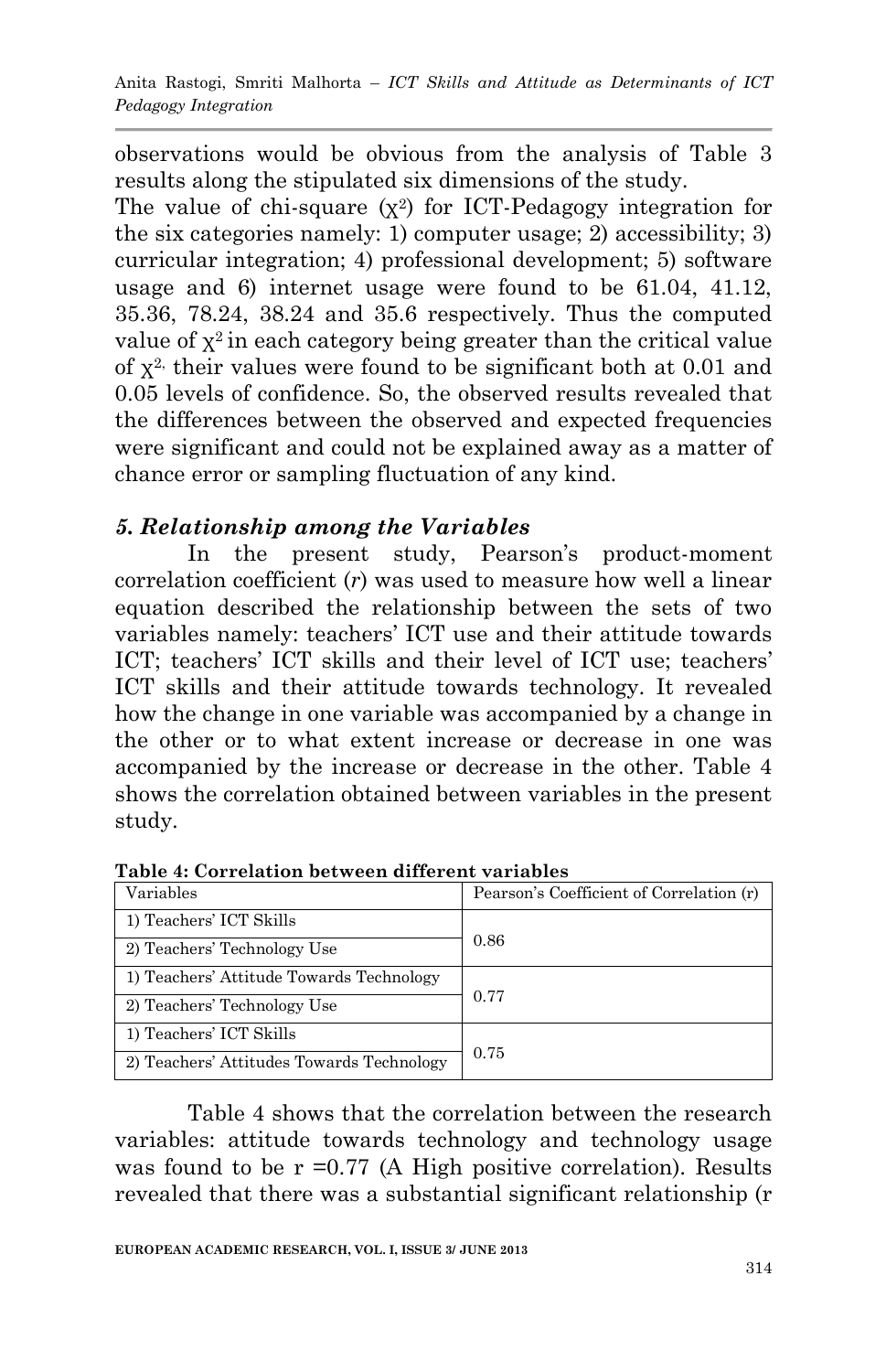observations would be obvious from the analysis of Table 3 results along the stipulated six dimensions of the study.

The value of chi-square ($\chi^2$) for ICT-Pedagogy integration for the six categories namely: 1) computer usage; 2) accessibility; 3) curricular integration; 4) professional development; 5) software usage and 6) internet usage were found to be 61.04, 41.12, 35.36, 78.24, 38.24 and 35.6 respectively. Thus the computed value of $\chi^2$ in each category being greater than the critical value of $\chi^2$, their values were found to be significant both at 0.01 and 0.05 levels of confidence. So, the observed results revealed that the differences between the observed and expected frequencies were significant and could not be explained away as a matter of chance error or sampling fluctuation of any kind.

### *5. Relationship among the Variables*

In the present study, Pearson's product-moment correlation coefficient (*r*) was used to measure how well a linear equation described the relationship between the sets of two variables namely: teachers' ICT use and their attitude towards ICT; teachers' ICT skills and their level of ICT use; teachers' ICT skills and their attitude towards technology. It revealed how the change in one variable was accompanied by a change in the other or to what extent increase or decrease in one was accompanied by the increase or decrease in the other. Table 4 shows the correlation obtained between variables in the present study.

**Table 4: Correlation between different variables**

| Variables | Pearson's Coefficient of Correlation (r) |
|---|---|
| 1) Teachers' ICT Skills<br>2) Teachers' Technology Use | 0.86 |
| 1) Teachers' Attitude Towards Technology<br>2) Teachers' Technology Use | 0.77 |
| 1) Teachers' ICT Skills<br>2) Teachers' Attitudes Towards Technology | 0.75 |

Table 4 shows that the correlation between the research variables: attitude towards technology and technology usage was found to be r =0.77 (A High positive correlation). Results revealed that there was a substantial significant relationship (r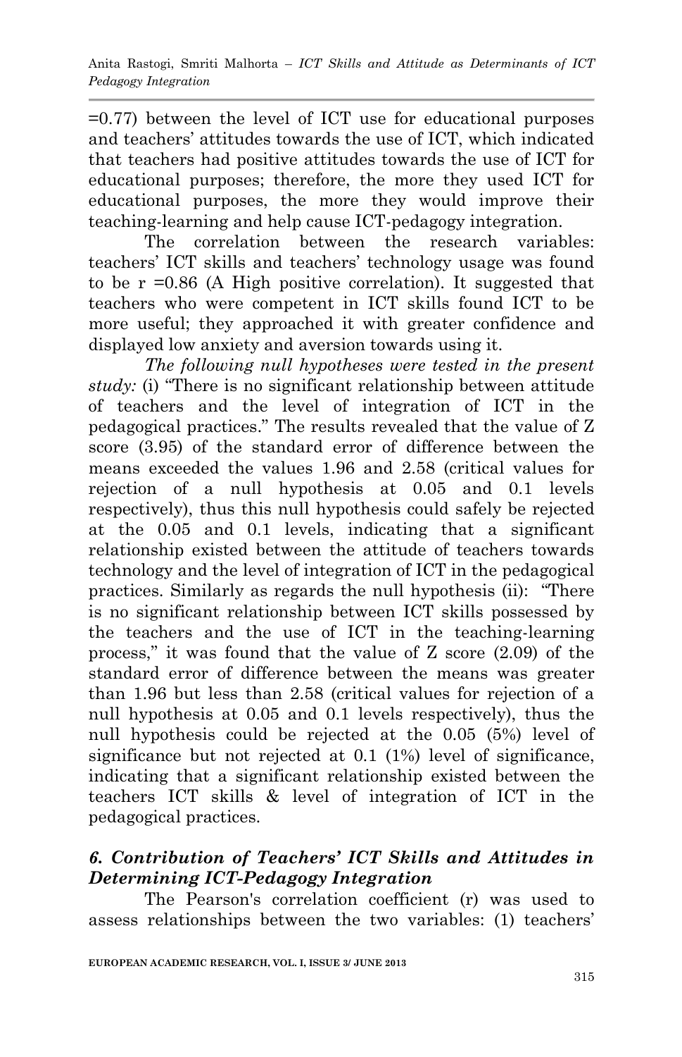=0.77) between the level of ICT use for educational purposes and teachers' attitudes towards the use of ICT, which indicated that teachers had positive attitudes towards the use of ICT for educational purposes; therefore, the more they used ICT for educational purposes, the more they would improve their teaching-learning and help cause ICT-pedagogy integration.

The correlation between the research variables: teachers' ICT skills and teachers' technology usage was found to be r =0.86 (A High positive correlation). It suggested that teachers who were competent in ICT skills found ICT to be more useful; they approached it with greater confidence and displayed low anxiety and aversion towards using it.

*The following null hypotheses were tested in the present study:* (i) "There is no significant relationship between attitude of teachers and the level of integration of ICT in the pedagogical practices." The results revealed that the value of Z score (3.95) of the standard error of difference between the means exceeded the values 1.96 and 2.58 (critical values for rejection of a null hypothesis at 0.05 and 0.1 levels respectively), thus this null hypothesis could safely be rejected at the 0.05 and 0.1 levels, indicating that a significant relationship existed between the attitude of teachers towards technology and the level of integration of ICT in the pedagogical practices. Similarly as regards the null hypothesis (ii): "There is no significant relationship between ICT skills possessed by the teachers and the use of ICT in the teaching-learning process," it was found that the value of Z score (2.09) of the standard error of difference between the means was greater than 1.96 but less than 2.58 (critical values for rejection of a null hypothesis at 0.05 and 0.1 levels respectively), thus the null hypothesis could be rejected at the 0.05 (5%) level of significance but not rejected at 0.1 (1%) level of significance, indicating that a significant relationship existed between the teachers ICT skills & level of integration of ICT in the pedagogical practices.

## *6. Contribution of Teachers' ICT Skills and Attitudes in Determining ICT-Pedagogy Integration*

The Pearson's correlation coefficient (r) was used to assess relationships between the two variables: (1) teachers'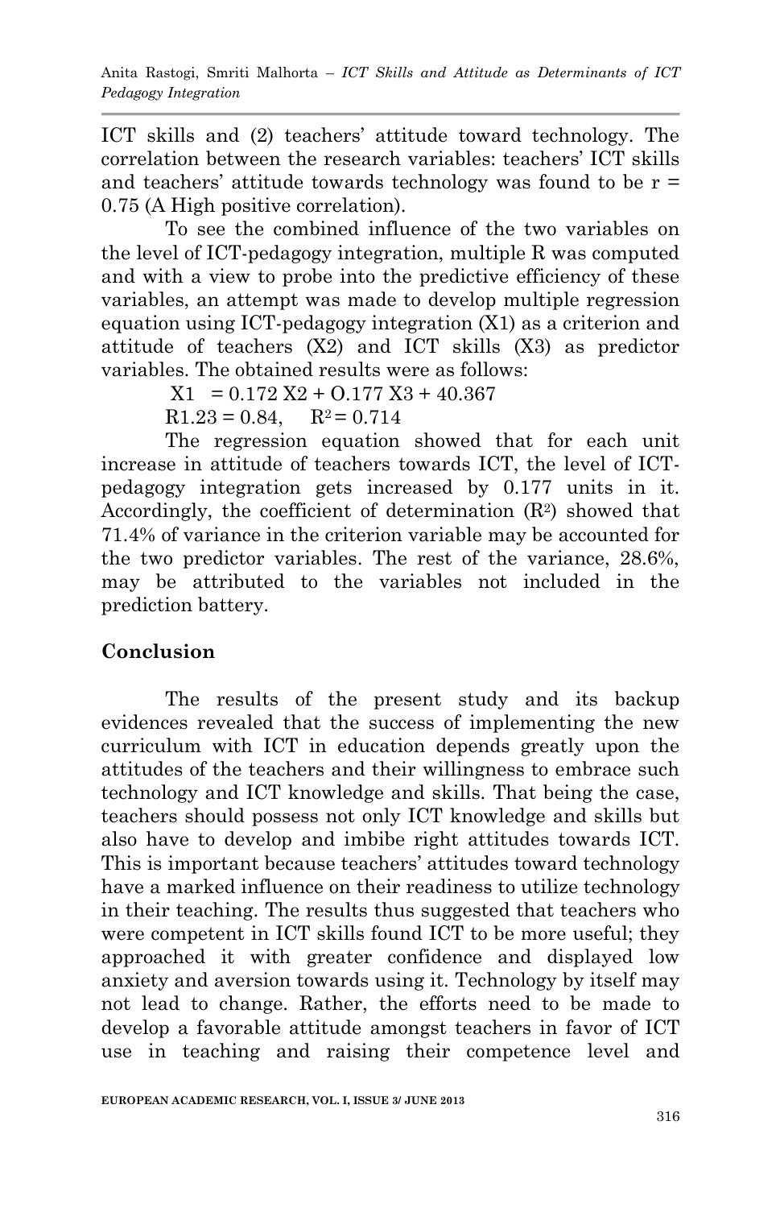ICT skills and (2) teachers' attitude toward technology. The correlation between the research variables: teachers' ICT skills and teachers' attitude towards technology was found to be r = 0.75 (A High positive correlation).

To see the combined influence of the two variables on the level of ICT-pedagogy integration, multiple R was computed and with a view to probe into the predictive efficiency of these variables, an attempt was made to develop multiple regression equation using ICT-pedagogy integration (X1) as a criterion and attitude of teachers (X2) and ICT skills (X3) as predictor variables. The obtained results were as follows:

$$X1 = 0.172\ X2 + O.177\ X3 + 40.367$$

$$R1.23 = 0.84, \quad R^2 = 0.714$$

The regression equation showed that for each unit increase in attitude of teachers towards ICT, the level of ICT-pedagogy integration gets increased by 0.177 units in it. Accordingly, the coefficient of determination ($R^2$) showed that 71.4% of variance in the criterion variable may be accounted for the two predictor variables. The rest of the variance, 28.6%, may be attributed to the variables not included in the prediction battery.

## Conclusion

The results of the present study and its backup evidences revealed that the success of implementing the new curriculum with ICT in education depends greatly upon the attitudes of the teachers and their willingness to embrace such technology and ICT knowledge and skills. That being the case, teachers should possess not only ICT knowledge and skills but also have to develop and imbibe right attitudes towards ICT. This is important because teachers' attitudes toward technology have a marked influence on their readiness to utilize technology in their teaching. The results thus suggested that teachers who were competent in ICT skills found ICT to be more useful; they approached it with greater confidence and displayed low anxiety and aversion towards using it. Technology by itself may not lead to change. Rather, the efforts need to be made to develop a favorable attitude amongst teachers in favor of ICT use in teaching and raising their competence level and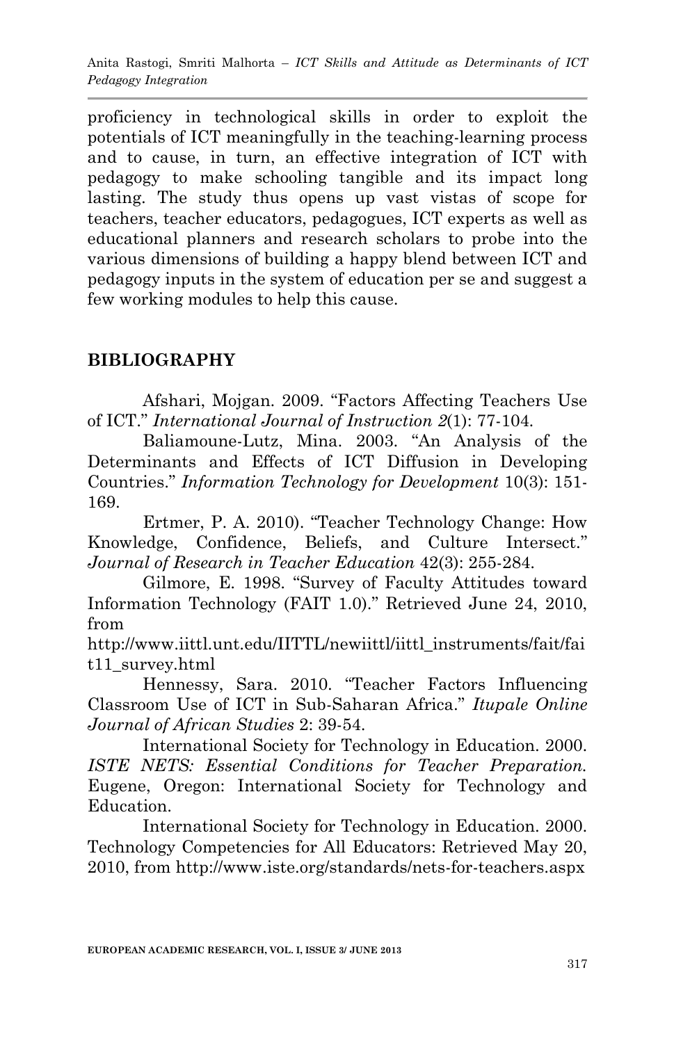proficiency in technological skills in order to exploit the potentials of ICT meaningfully in the teaching-learning process and to cause, in turn, an effective integration of ICT with pedagogy to make schooling tangible and its impact long lasting. The study thus opens up vast vistas of scope for teachers, teacher educators, pedagogues, ICT experts as well as educational planners and research scholars to probe into the various dimensions of building a happy blend between ICT and pedagogy inputs in the system of education per se and suggest a few working modules to help this cause.

## BIBLIOGRAPHY

Afshari, Mojgan. 2009. "Factors Affecting Teachers Use of ICT." *International Journal of Instruction 2*(1): 77-104.

Baliamoune-Lutz, Mina. 2003. "An Analysis of the Determinants and Effects of ICT Diffusion in Developing Countries." *Information Technology for Development* 10(3): 151-169.

Ertmer, P. A. 2010). "Teacher Technology Change: How Knowledge, Confidence, Beliefs, and Culture Intersect." *Journal of Research in Teacher Education* 42(3): 255-284.

Gilmore, E. 1998. "Survey of Faculty Attitudes toward Information Technology (FAIT 1.0)." Retrieved June 24, 2010, from http://www.iittl.unt.edu/IITTL/newiittl/iittl_instruments/fait/fait11_survey.html

Hennessy, Sara. 2010. "Teacher Factors Influencing Classroom Use of ICT in Sub-Saharan Africa." *Itupale Online Journal of African Studies* 2: 39-54.

International Society for Technology in Education. 2000. *ISTE NETS: Essential Conditions for Teacher Preparation.* Eugene, Oregon: International Society for Technology and Education.

International Society for Technology in Education. 2000. Technology Competencies for All Educators: Retrieved May 20, 2010, from http://www.iste.org/standards/nets-for-teachers.aspx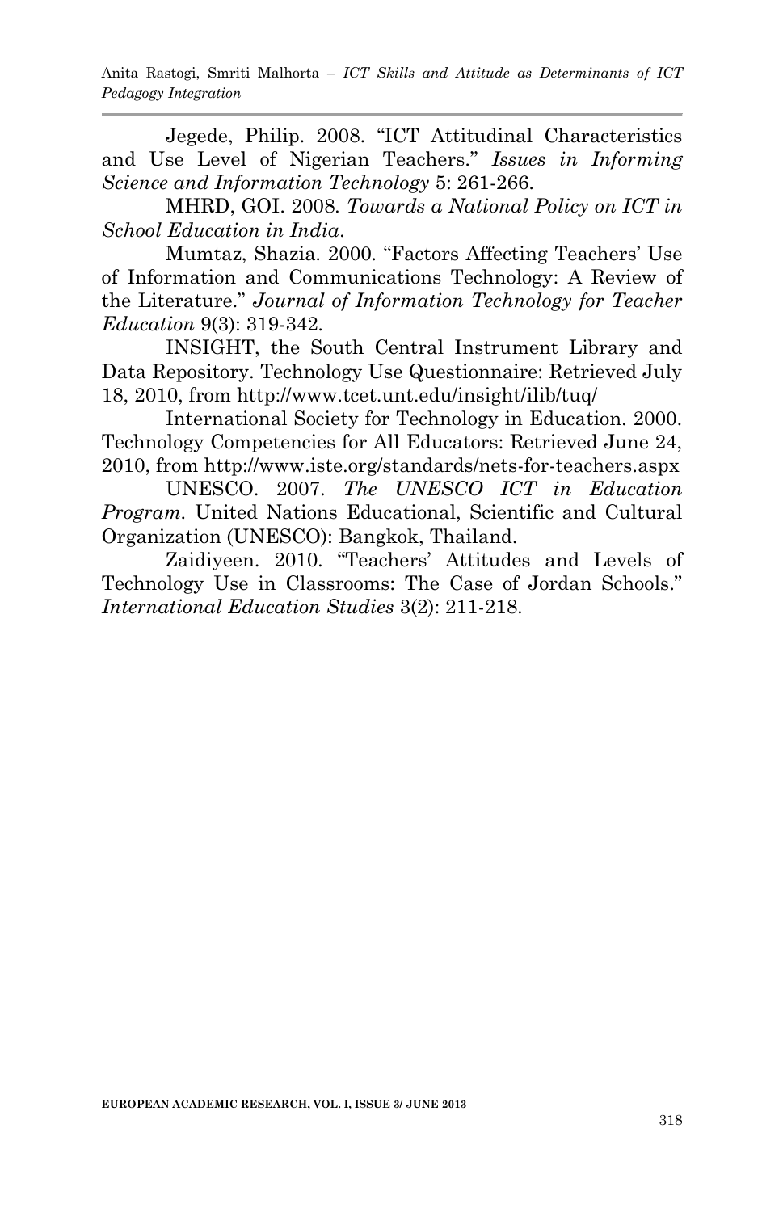Jegede, Philip. 2008. "ICT Attitudinal Characteristics and Use Level of Nigerian Teachers." *Issues in Informing Science and Information Technology* 5: 261-266.

MHRD, GOI. 2008. *Towards a National Policy on ICT in School Education in India*.

Mumtaz, Shazia. 2000. "Factors Affecting Teachers' Use of Information and Communications Technology: A Review of the Literature." *Journal of Information Technology for Teacher Education* 9(3): 319-342.

INSIGHT, the South Central Instrument Library and Data Repository. Technology Use Questionnaire: Retrieved July 18, 2010, from http://www.tcet.unt.edu/insight/ilib/tuq/

International Society for Technology in Education. 2000. Technology Competencies for All Educators: Retrieved June 24, 2010, from http://www.iste.org/standards/nets-for-teachers.aspx

UNESCO. 2007. *The UNESCO ICT in Education Program*. United Nations Educational, Scientific and Cultural Organization (UNESCO): Bangkok, Thailand.

Zaidiyeen. 2010. "Teachers' Attitudes and Levels of Technology Use in Classrooms: The Case of Jordan Schools." *International Education Studies* 3(2): 211-218.